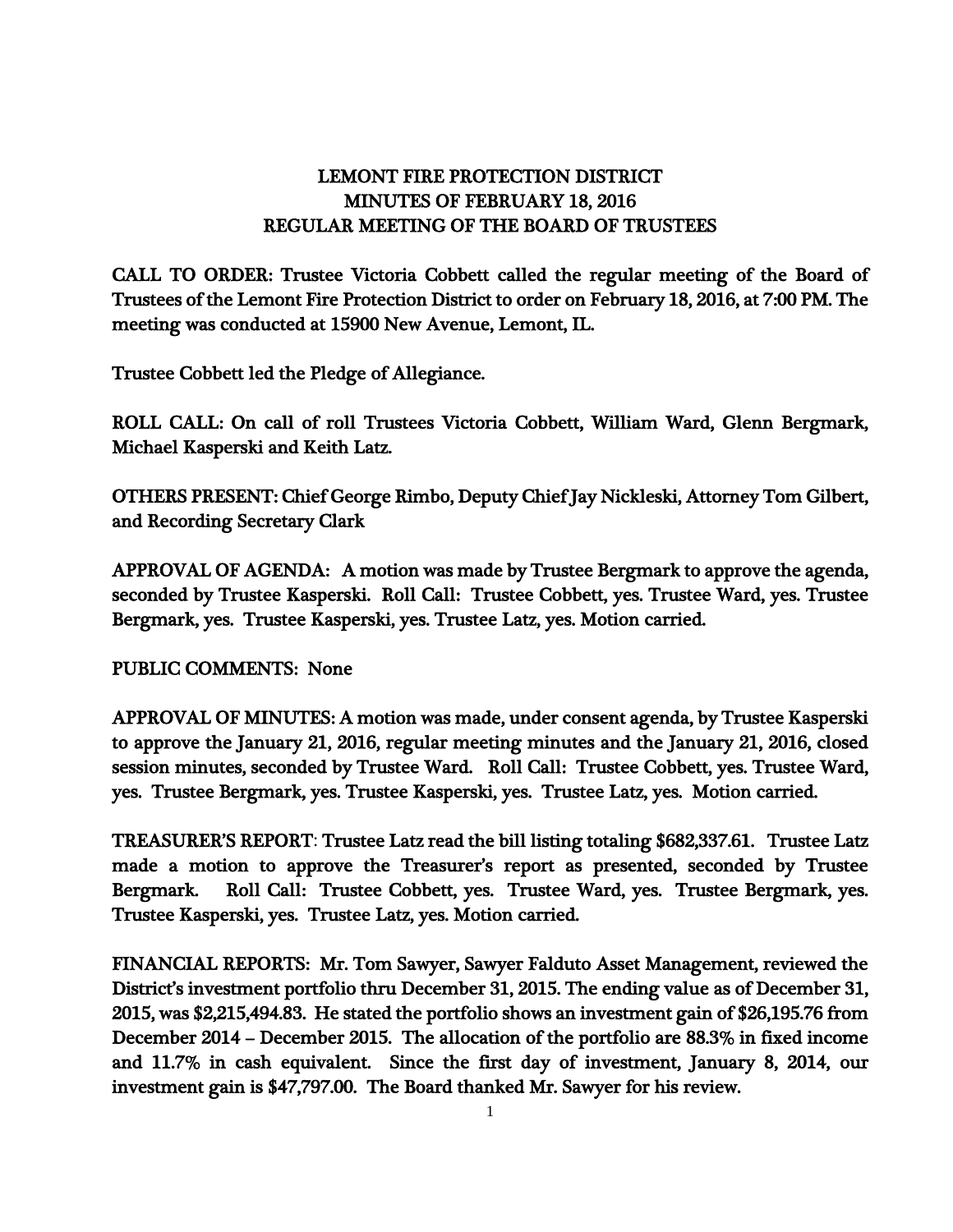# LEMONT FIRE PROTECTION DISTRICT
## MINUTES OF FEBRUARY 18, 2016
## REGULAR MEETING OF THE BOARD OF TRUSTEES

CALL TO ORDER: Trustee Victoria Cobbett called the regular meeting of the Board of Trustees of the Lemont Fire Protection District to order on February 18, 2016, at 7:00 PM. The meeting was conducted at 15900 New Avenue, Lemont, IL.

Trustee Cobbett led the Pledge of Allegiance.

ROLL CALL: On call of roll Trustees Victoria Cobbett, William Ward, Glenn Bergmark, Michael Kasperski and Keith Latz.

OTHERS PRESENT: Chief George Rimbo, Deputy Chief Jay Nickleski, Attorney Tom Gilbert, and Recording Secretary Clark

APPROVAL OF AGENDA: A motion was made by Trustee Bergmark to approve the agenda, seconded by Trustee Kasperski. Roll Call: Trustee Cobbett, yes. Trustee Ward, yes. Trustee Bergmark, yes. Trustee Kasperski, yes. Trustee Latz, yes. Motion carried.

PUBLIC COMMENTS: None

APPROVAL OF MINUTES: A motion was made, under consent agenda, by Trustee Kasperski to approve the January 21, 2016, regular meeting minutes and the January 21, 2016, closed session minutes, seconded by Trustee Ward. Roll Call: Trustee Cobbett, yes. Trustee Ward, yes. Trustee Bergmark, yes. Trustee Kasperski, yes. Trustee Latz, yes. Motion carried.

TREASURER'S REPORT: Trustee Latz read the bill listing totaling $682,337.61. Trustee Latz made a motion to approve the Treasurer's report as presented, seconded by Trustee Bergmark. Roll Call: Trustee Cobbett, yes. Trustee Ward, yes. Trustee Bergmark, yes. Trustee Kasperski, yes. Trustee Latz, yes. Motion carried.

FINANCIAL REPORTS: Mr. Tom Sawyer, Sawyer Falduto Asset Management, reviewed the District's investment portfolio thru December 31, 2015. The ending value as of December 31, 2015, was $2,215,494.83. He stated the portfolio shows an investment gain of $26,195.76 from December 2014 – December 2015. The allocation of the portfolio are 88.3% in fixed income and 11.7% in cash equivalent. Since the first day of investment, January 8, 2014, our investment gain is $47,797.00. The Board thanked Mr. Sawyer for his review.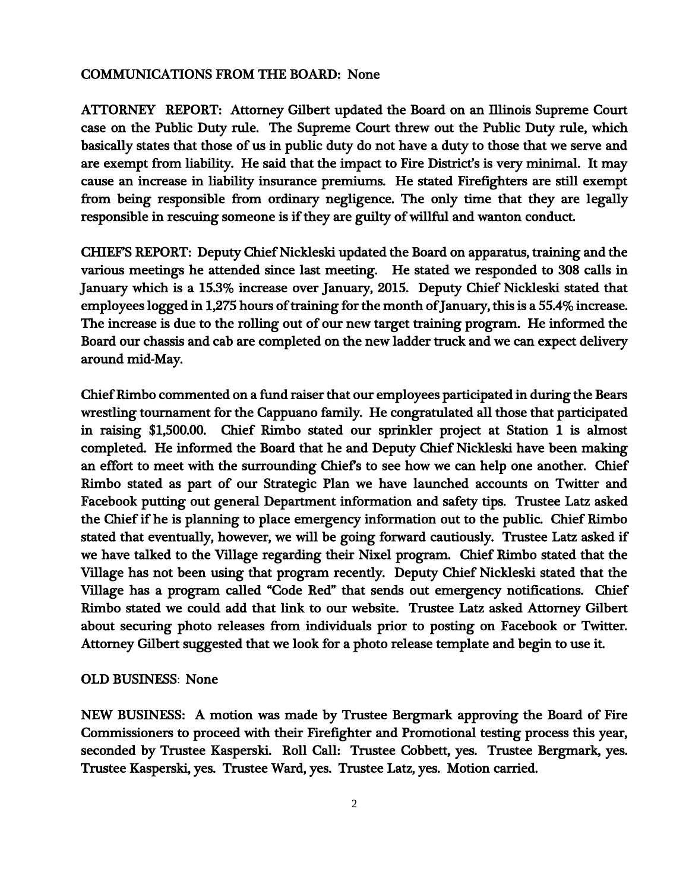**COMMUNICATIONS FROM THE BOARD:** None

**ATTORNEY REPORT:** Attorney Gilbert updated the Board on an Illinois Supreme Court case on the Public Duty rule. The Supreme Court threw out the Public Duty rule, which basically states that those of us in public duty do not have a duty to those that we serve and are exempt from liability. He said that the impact to Fire District's is very minimal. It may cause an increase in liability insurance premiums. He stated Firefighters are still exempt from being responsible from ordinary negligence. The only time that they are legally responsible in rescuing someone is if they are guilty of willful and wanton conduct.

**CHIEF'S REPORT:** Deputy Chief Nickleski updated the Board on apparatus, training and the various meetings he attended since last meeting. He stated we responded to 308 calls in January which is a 15.3% increase over January, 2015. Deputy Chief Nickleski stated that employees logged in 1,275 hours of training for the month of January, this is a 55.4% increase. The increase is due to the rolling out of our new target training program. He informed the Board our chassis and cab are completed on the new ladder truck and we can expect delivery around mid-May.

Chief Rimbo commented on a fund raiser that our employees participated in during the Bears wrestling tournament for the Cappuano family. He congratulated all those that participated in raising $1,500.00. Chief Rimbo stated our sprinkler project at Station 1 is almost completed. He informed the Board that he and Deputy Chief Nickleski have been making an effort to meet with the surrounding Chief's to see how we can help one another. Chief Rimbo stated as part of our Strategic Plan we have launched accounts on Twitter and Facebook putting out general Department information and safety tips. Trustee Latz asked the Chief if he is planning to place emergency information out to the public. Chief Rimbo stated that eventually, however, we will be going forward cautiously. Trustee Latz asked if we have talked to the Village regarding their Nixel program. Chief Rimbo stated that the Village has not been using that program recently. Deputy Chief Nickleski stated that the Village has a program called "Code Red" that sends out emergency notifications. Chief Rimbo stated we could add that link to our website. Trustee Latz asked Attorney Gilbert about securing photo releases from individuals prior to posting on Facebook or Twitter. Attorney Gilbert suggested that we look for a photo release template and begin to use it.

**OLD BUSINESS:** None

**NEW BUSINESS:** A motion was made by Trustee Bergmark approving the Board of Fire Commissioners to proceed with their Firefighter and Promotional testing process this year, seconded by Trustee Kasperski. Roll Call: Trustee Cobbett, yes. Trustee Bergmark, yes. Trustee Kasperski, yes. Trustee Ward, yes. Trustee Latz, yes. Motion carried.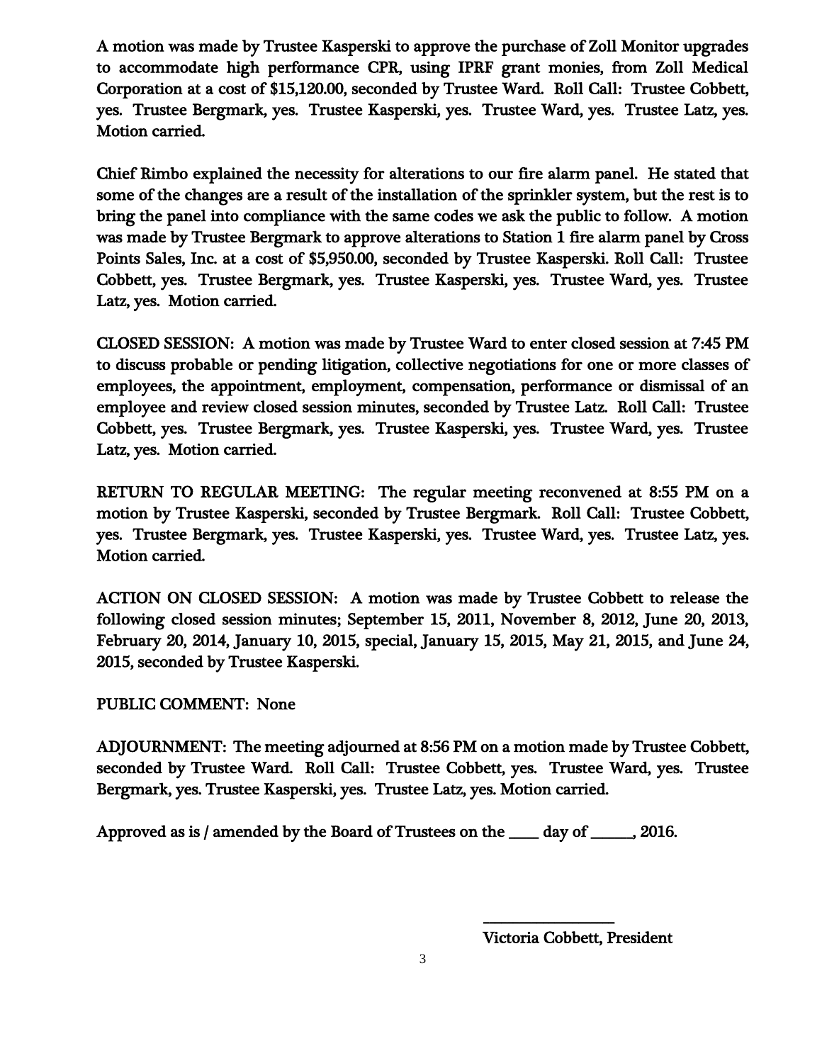A motion was made by Trustee Kasperski to approve the purchase of Zoll Monitor upgrades to accommodate high performance CPR, using IPRF grant monies, from Zoll Medical Corporation at a cost of $15,120.00, seconded by Trustee Ward. Roll Call: Trustee Cobbett, yes. Trustee Bergmark, yes. Trustee Kasperski, yes. Trustee Ward, yes. Trustee Latz, yes. Motion carried.

Chief Rimbo explained the necessity for alterations to our fire alarm panel. He stated that some of the changes are a result of the installation of the sprinkler system, but the rest is to bring the panel into compliance with the same codes we ask the public to follow. A motion was made by Trustee Bergmark to approve alterations to Station 1 fire alarm panel by Cross Points Sales, Inc. at a cost of $5,950.00, seconded by Trustee Kasperski. Roll Call: Trustee Cobbett, yes. Trustee Bergmark, yes. Trustee Kasperski, yes. Trustee Ward, yes. Trustee Latz, yes. Motion carried.

CLOSED SESSION: A motion was made by Trustee Ward to enter closed session at 7:45 PM to discuss probable or pending litigation, collective negotiations for one or more classes of employees, the appointment, employment, compensation, performance or dismissal of an employee and review closed session minutes, seconded by Trustee Latz. Roll Call: Trustee Cobbett, yes. Trustee Bergmark, yes. Trustee Kasperski, yes. Trustee Ward, yes. Trustee Latz, yes. Motion carried.

RETURN TO REGULAR MEETING: The regular meeting reconvened at 8:55 PM on a motion by Trustee Kasperski, seconded by Trustee Bergmark. Roll Call: Trustee Cobbett, yes. Trustee Bergmark, yes. Trustee Kasperski, yes. Trustee Ward, yes. Trustee Latz, yes. Motion carried.

ACTION ON CLOSED SESSION: A motion was made by Trustee Cobbett to release the following closed session minutes; September 15, 2011, November 8, 2012, June 20, 2013, February 20, 2014, January 10, 2015, special, January 15, 2015, May 21, 2015, and June 24, 2015, seconded by Trustee Kasperski.

PUBLIC COMMENT: None

ADJOURNMENT: The meeting adjourned at 8:56 PM on a motion made by Trustee Cobbett, seconded by Trustee Ward. Roll Call: Trustee Cobbett, yes. Trustee Ward, yes. Trustee Bergmark, yes. Trustee Kasperski, yes. Trustee Latz, yes. Motion carried.

Approved as is / amended by the Board of Trustees on the ____ day of _____, 2016.

_________________

Victoria Cobbett, President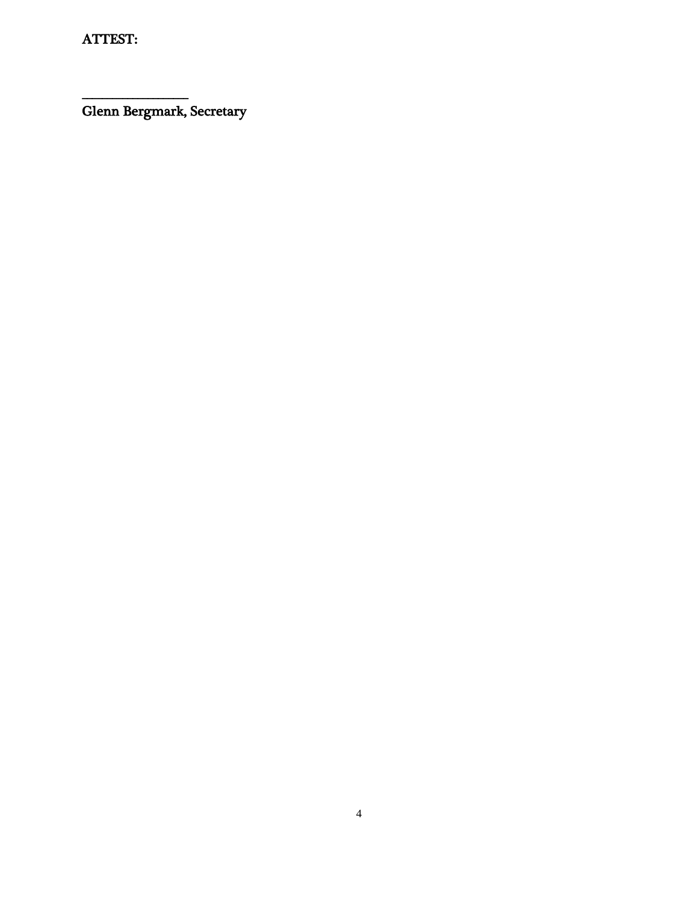**ATTEST:**

\_\_\_\_\_\_\_\_\_\_\_\_\_\_\_\_\_\_\_\_

**Glenn Bergmark, Secretary**